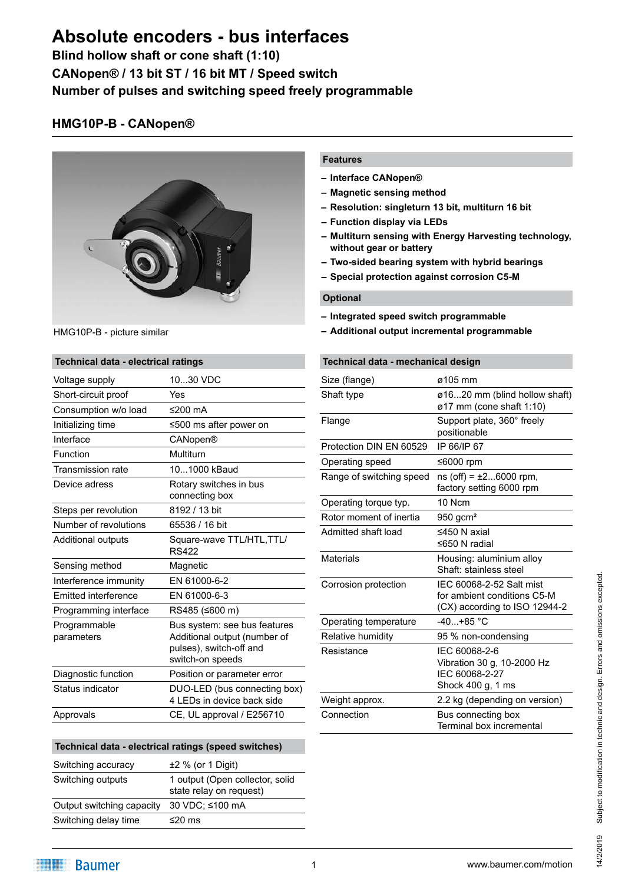# Absolute encoders - bus interfaces

**Blind hollow shaft or cone shaft (1:10)**

**CANopen® / 13 bit ST / 16 bit MT / Speed switch**

**Number of pulses and switching speed freely programmable**

## HMG10P-B - CANopen®

HMG10P-B - picture similar

### Features

- **Interface CANopen®**
- **Magnetic sensing method**
- **Resolution: singleturn 13 bit, multiturn 16 bit**
- **Function display via LEDs**
- **Multiturn sensing with Energy Harvesting technology, without gear or battery**
- **Two-sided bearing system with hybrid bearings**
- **Special protection against corrosion C5-M**

### Optional

- **Integrated speed switch programmable**
- **Additional output incremental programmable**

### Technical data - electrical ratings

| | |
|---|---|
| Voltage supply | 10...30 VDC |
| Short-circuit proof | Yes |
| Consumption w/o load | ≤200 mA |
| Initializing time | ≤500 ms after power on |
| Interface | CANopen® |
| Function | Multiturn |
| Transmission rate | 10...1000 kBaud |
| Device adress | Rotary switches in bus connecting box |
| Steps per revolution | 8192 / 13 bit |
| Number of revolutions | 65536 / 16 bit |
| Additional outputs | Square-wave TTL/HTL,TTL/ RS422 |
| Sensing method | Magnetic |
| Interference immunity | EN 61000-6-2 |
| Emitted interference | EN 61000-6-3 |
| Programming interface | RS485 (≤600 m) |
| Programmable parameters | Bus system: see bus features Additional output (number of pulses), switch-off and switch-on speeds |
| Diagnostic function | Position or parameter error |
| Status indicator | DUO-LED (bus connecting box) 4 LEDs in device back side |
| Approvals | CE, UL approval / E256710 |

### Technical data - electrical ratings (speed switches)

| | |
|---|---|
| Switching accuracy | ±2 % (or 1 Digit) |
| Switching outputs | 1 output (Open collector, solid state relay on request) |
| Output switching capacity | 30 VDC; ≤100 mA |
| Switching delay time | ≤20 ms |

### Technical data - mechanical design

| | |
|---|---|
| Size (flange) | ø105 mm |
| Shaft type | ø16...20 mm (blind hollow shaft) ø17 mm (cone shaft 1:10) |
| Flange | Support plate, 360° freely positionable |
| Protection DIN EN 60529 | IP 66/IP 67 |
| Operating speed | ≤6000 rpm |
| Range of switching speed | ns (off) = ±2...6000 rpm, factory setting 6000 rpm |
| Operating torque typ. | 10 Ncm |
| Rotor moment of inertia | 950 gcm² |
| Admitted shaft load | ≤450 N axial ≤650 N radial |
| Materials | Housing: aluminium alloy Shaft: stainless steel |
| Corrosion protection | IEC 60068-2-52 Salt mist for ambient conditions C5-M (CX) according to ISO 12944-2 |
| Operating temperature | -40...+85 °C |
| Relative humidity | 95 % non-condensing |
| Resistance | IEC 60068-2-6 Vibration 30 g, 10-2000 Hz IEC 60068-2-27 Shock 400 g, 1 ms |
| Weight approx. | 2.2 kg (depending on version) |
| Connection | Bus connecting box Terminal box incremental |

Subject to modification in technic and design. Errors and omissions excepted.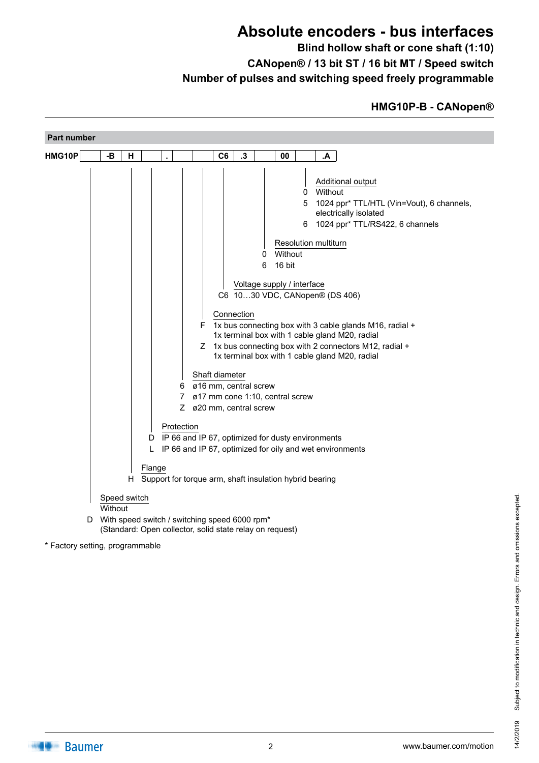# Absolute encoders - bus interfaces

**Blind hollow shaft or cone shaft (1:10)**

**CANopen® / 13 bit ST / 16 bit MT / Speed switch**

**Number of pulses and switching speed freely programmable**

## HMG10P-B - CANopen®

### Part number

| HMG10P | | -B | H | | . | | | C6 | .3 | | 00 | | .A |
|---|---|---|---|---|---|---|---|---|---|---|---|---|---|

**Additional output**
- 0 Without
- 5 1024 ppr* TTL/HTL (Vin=Vout), 6 channels, electrically isolated
- 6 1024 ppr* TTL/RS422, 6 channels

**Resolution multiturn**
- 0 Without
- 6 16 bit

**Voltage supply / interface**
- C6 10…30 VDC, CANopen® (DS 406)

**Connection**
- F 1x bus connecting box with 3 cable glands M16, radial + 1x terminal box with 1 cable gland M20, radial
- Z 1x bus connecting box with 2 connectors M12, radial + 1x terminal box with 1 cable gland M20, radial

**Shaft diameter**
- 6 ø16 mm, central screw
- 7 ø17 mm cone 1:10, central screw
- Z ø20 mm, central screw

**Protection**
- D IP 66 and IP 67, optimized for dusty environments
- L IP 66 and IP 67, optimized for oily and wet environments

**Flange**
- H Support for torque arm, shaft insulation hybrid bearing

**Speed switch**
- Without
- D With speed switch / switching speed 6000 rpm* (Standard: Open collector, solid state relay on request)

* Factory setting, programmable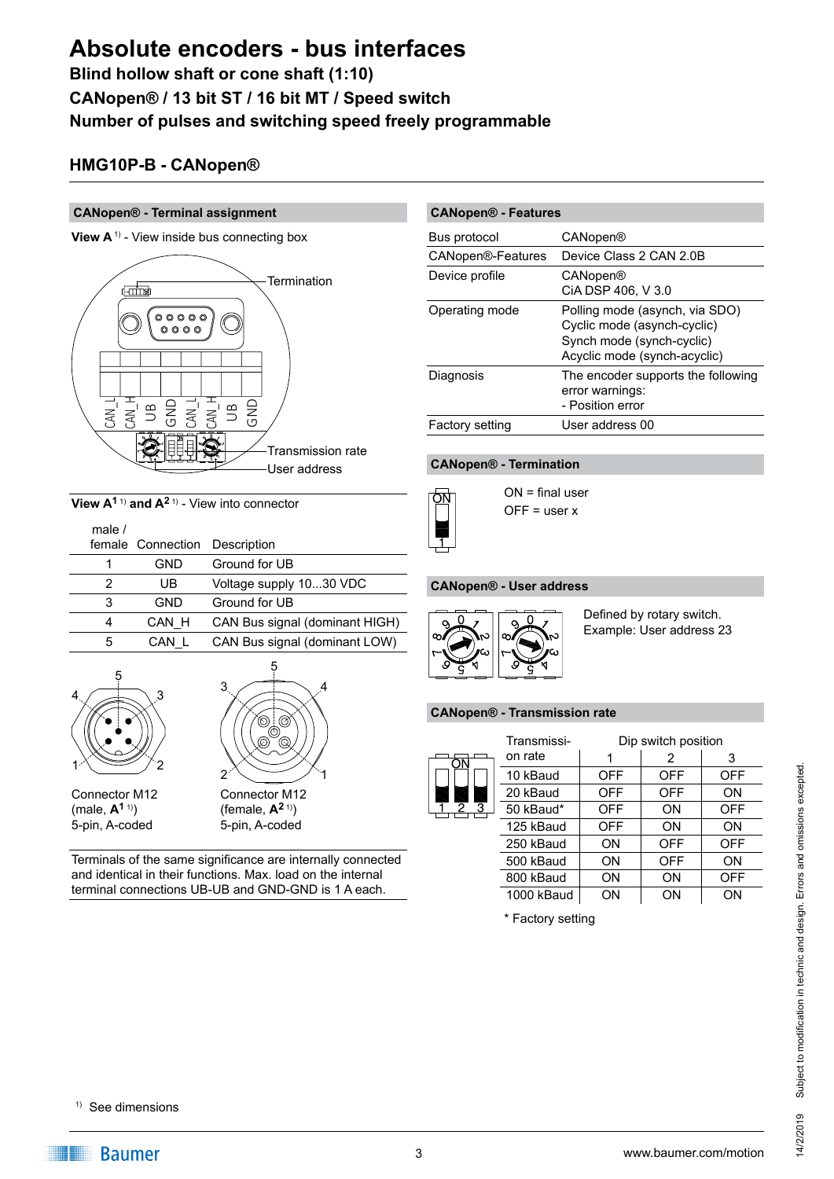# Absolute encoders - bus interfaces

**Blind hollow shaft or cone shaft (1:10)**

**CANopen® / 13 bit ST / 16 bit MT / Speed switch**

**Number of pulses and switching speed freely programmable**

## HMG10P-B - CANopen®

### CANopen® - Terminal assignment

**View A** [1] - View inside bus connecting box

Termination

CAN_L CAN_H UB GND CAN_L CAN_H UB GND

Transmission rate

User address

**View A1** [1] **and A2** [1] - View into connector

| male / female | Connection | Description |
|---|---|---|
| 1 | GND | Ground for UB |
| 2 | UB | Voltage supply 10...30 VDC |
| 3 | GND | Ground for UB |
| 4 | CAN_H | CAN Bus signal (dominant HIGH) |
| 5 | CAN_L | CAN Bus signal (dominant LOW) |

Connector M12 (male, **A1** [1]) 5-pin, A-coded

Connector M12 (female, **A2** [1]) 5-pin, A-coded

Terminals of the same significance are internally connected and identical in their functions. Max. load on the internal terminal connections UB-UB and GND-GND is 1 A each.

### CANopen® - Features

| | |
|---|---|
| Bus protocol | CANopen® |
| CANopen®-Features | Device Class 2 CAN 2.0B |
| Device profile | CANopen®<br>CiA DSP 406, V 3.0 |
| Operating mode | Polling mode (asynch, via SDO)<br>Cyclic mode (asynch-cyclic)<br>Synch mode (synch-cyclic)<br>Acyclic mode (synch-acyclic) |
| Diagnosis | The encoder supports the following error warnings:<br>- Position error |
| Factory setting | User address 00 |

### CANopen® - Termination

ON = final user

OFF = user x

### CANopen® - User address

Defined by rotary switch.
Example: User address 23

### CANopen® - Transmission rate

| Transmission rate | Dip switch position | | |
|---|---|---|---|
| | 1 | 2 | 3 |
| 10 kBaud | OFF | OFF | OFF |
| 20 kBaud | OFF | OFF | ON |
| 50 kBaud* | OFF | ON | OFF |
| 125 kBaud | OFF | ON | ON |
| 250 kBaud | ON | OFF | OFF |
| 500 kBaud | ON | OFF | ON |
| 800 kBaud | ON | ON | OFF |
| 1000 kBaud | ON | ON | ON |

\* Factory setting

[1] See dimensions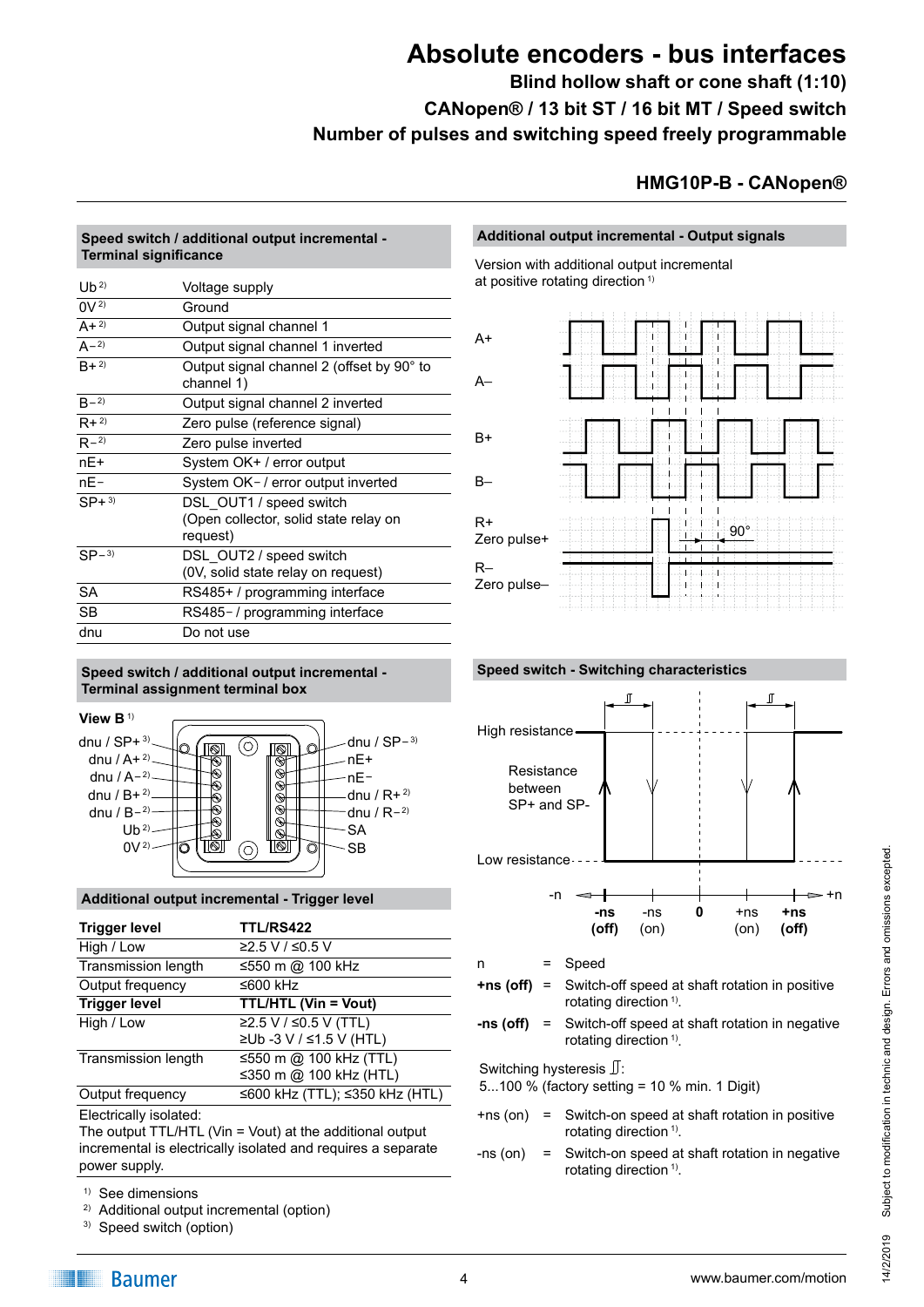# Absolute encoders - bus interfaces

**Blind hollow shaft or cone shaft (1:10)**
**CANopen® / 13 bit ST / 16 bit MT / Speed switch**
**Number of pulses and switching speed freely programmable**

## HMG10P-B - CANopen®

### Speed switch / additional output incremental - Terminal significance

| | |
|---|---|
| Ub [2] | Voltage supply |
| 0V [2] | Ground |
| A+ [2] | Output signal channel 1 |
| A− [2] | Output signal channel 1 inverted |
| B+ [2] | Output signal channel 2 (offset by 90° to channel 1) |
| B− [2] | Output signal channel 2 inverted |
| R+ [2] | Zero pulse (reference signal) |
| R− [2] | Zero pulse inverted |
| nE+ | System OK+ / error output |
| nE− | System OK− / error output inverted |
| SP+ [3] | DSL_OUT1 / speed switch (Open collector, solid state relay on request) |
| SP− [3] | DSL_OUT2 / speed switch (0V, solid state relay on request) |
| SA | RS485+ / programming interface |
| SB | RS485− / programming interface |
| dnu | Do not use |

### Speed switch / additional output incremental - Terminal assignment terminal box

**View B** [1]

dnu / SP+ [3], dnu / A+ [2], dnu / A− [2], dnu / B+ [2], dnu / B− [2], Ub [2], 0V [2]

dnu / SP− [3], nE+, nE−, dnu / R+ [2], dnu / R− [2], SA, SB

### Additional output incremental - Trigger level

| Trigger level | TTL/RS422 |
|---|---|
| High / Low | ≥2.5 V / ≤0.5 V |
| Transmission length | ≤550 m @ 100 kHz |
| Output frequency | ≤600 kHz |
| **Trigger level** | **TTL/HTL (Vin = Vout)** |
| High / Low | ≥2.5 V / ≤0.5 V (TTL)<br>≥Ub -3 V / ≤1.5 V (HTL) |
| Transmission length | ≤550 m @ 100 kHz (TTL)<br>≤350 m @ 100 kHz (HTL) |
| Output frequency | ≤600 kHz (TTL); ≤350 kHz (HTL) |

Electrically isolated:
The output TTL/HTL (Vin = Vout) at the additional output incremental is electrically isolated and requires a separate power supply.

[1] See dimensions
[2] Additional output incremental (option)
[3] Speed switch (option)

### Additional output incremental - Output signals

Version with additional output incremental at positive rotating direction [1]

A+, A–, B+, B–, R+ Zero pulse+, R– Zero pulse–, 90°

### Speed switch - Switching characteristics

High resistance; Resistance between SP+ and SP-; Low resistance

-n, **-ns (off)**, -ns (on), **0**, +ns (on), **+ns (off)**, +n

| | | |
|---|---|---|
| n | = | Speed |
| **+ns (off)** | = | Switch-off speed at shaft rotation in positive rotating direction [1]. |
| **-ns (off)** | = | Switch-off speed at shaft rotation in negative rotating direction [1]. |

Switching hysteresis:
5...100 % (factory setting = 10 % min. 1 Digit)

| | | |
|---|---|---|
| +ns (on) | = | Switch-on speed at shaft rotation in positive rotating direction [1]. |
| -ns (on) | = | Switch-on speed at shaft rotation in negative rotating direction [1]. |

Subject to modification in technic and design. Errors and omissions excepted.

14/2/2019

Baumer

www.baumer.com/motion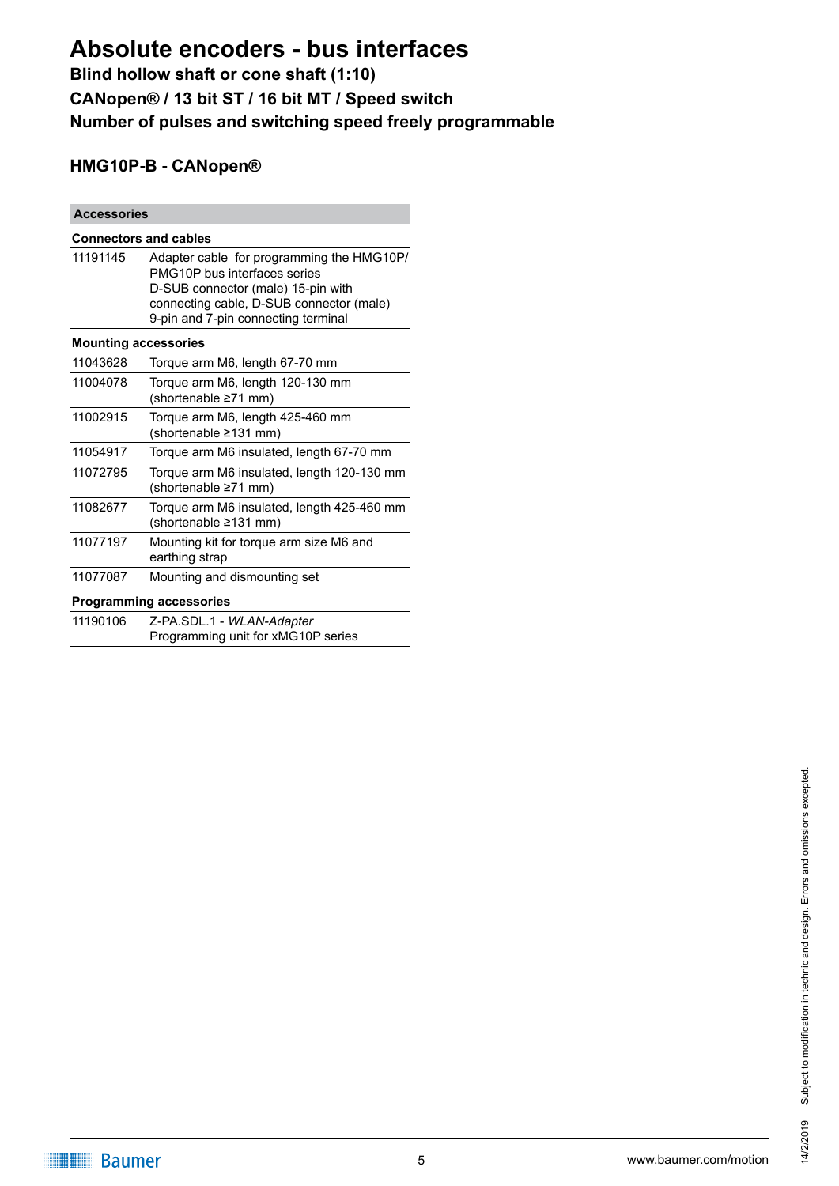# Absolute encoders - bus interfaces

**Blind hollow shaft or cone shaft (1:10)**

**CANopen® / 13 bit ST / 16 bit MT / Speed switch**

**Number of pulses and switching speed freely programmable**

## HMG10P-B - CANopen®

| Accessories | |
|---|---|
| **Connectors and cables** | |
| 11191145 | Adapter cable for programming the HMG10P/ PMG10P bus interfaces series D-SUB connector (male) 15-pin with connecting cable, D-SUB connector (male) 9-pin and 7-pin connecting terminal |
| **Mounting accessories** | |
| 11043628 | Torque arm M6, length 67-70 mm |
| 11004078 | Torque arm M6, length 120-130 mm (shortenable ≥71 mm) |
| 11002915 | Torque arm M6, length 425-460 mm (shortenable ≥131 mm) |
| 11054917 | Torque arm M6 insulated, length 67-70 mm |
| 11072795 | Torque arm M6 insulated, length 120-130 mm (shortenable ≥71 mm) |
| 11082677 | Torque arm M6 insulated, length 425-460 mm (shortenable ≥131 mm) |
| 11077197 | Mounting kit for torque arm size M6 and earthing strap |
| 11077087 | Mounting and dismounting set |
| **Programming accessories** | |
| 11190106 | Z-PA.SDL.1 - *WLAN-Adapter* Programming unit for xMG10P series |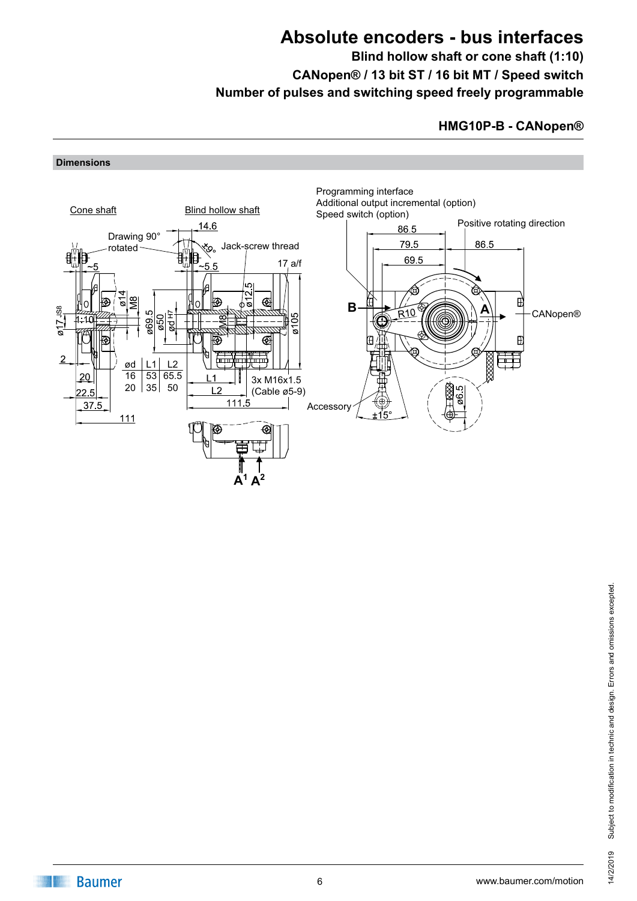# Absolute encoders - bus interfaces

**Blind hollow shaft or cone shaft (1:10)**

**CANopen® / 13 bit ST / 16 bit MT / Speed switch**

**Number of pulses and switching speed freely programmable**

**HMG10P-B - CANopen®**

## Dimensions

Cone shaft

Drawing 90° rotated

~5

ø17 JS8

1:10

ø14

M8

2

20

22.5

37.5

111

Blind hollow shaft

14.6

±9°

Jack-screw thread

~5.5

17 a/f

ø12.5

ø69.5

ø50

ød H7

M8

ø105

| ød | L1 | L2 |
|---|---|---|
| 16 | 53 | 65.5 |
| 20 | 35 | 50 |

L1

L2

3x M16x1.5 (Cable ø5-9)

111.5

A1 A2

Programming interface

Additional output incremental (option)

Speed switch (option)

Positive rotating direction

86.5

79.5

86.5

69.5

B

R10

A

CANopen®

Accessory

±15°

ø6.5

Subject to modification in technic and design. Errors and omissions excepted.

14/2/2019